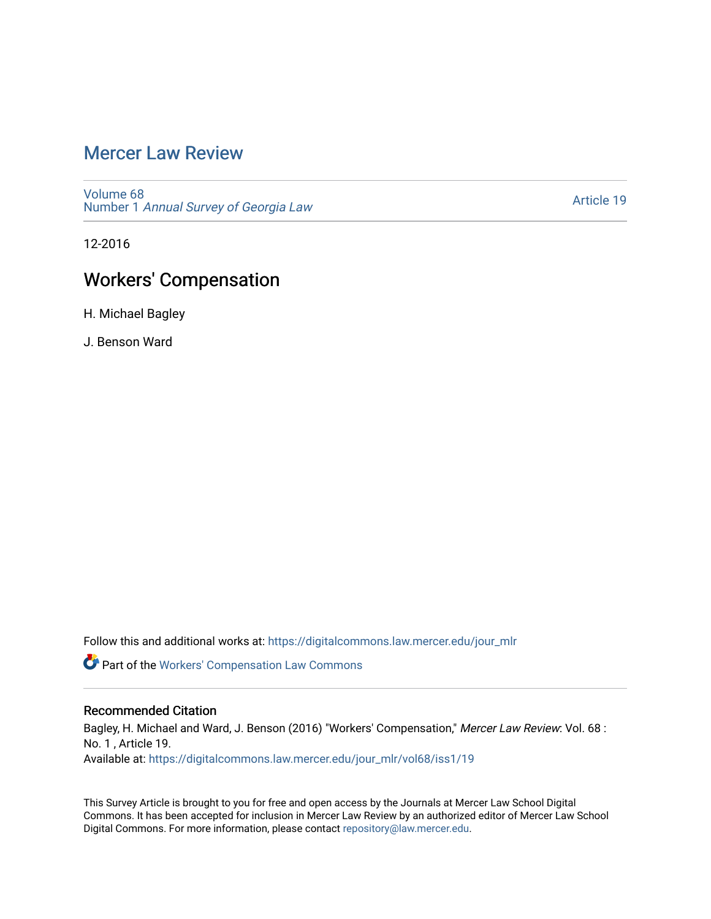# Mercer Law Review

Volume 68
Number 1 *Annual Survey of Georgia Law*

Article 19

12-2016

## Workers' Compensation

H. Michael Bagley

J. Benson Ward

Follow this and additional works at: https://digitalcommons.law.mercer.edu/jour_mlr

Part of the Workers' Compensation Law Commons

### Recommended Citation

Bagley, H. Michael and Ward, J. Benson (2016) "Workers' Compensation," *Mercer Law Review*: Vol. 68 : No. 1 , Article 19.
Available at: https://digitalcommons.law.mercer.edu/jour_mlr/vol68/iss1/19

This Survey Article is brought to you for free and open access by the Journals at Mercer Law School Digital Commons. It has been accepted for inclusion in Mercer Law Review by an authorized editor of Mercer Law School Digital Commons. For more information, please contact repository@law.mercer.edu.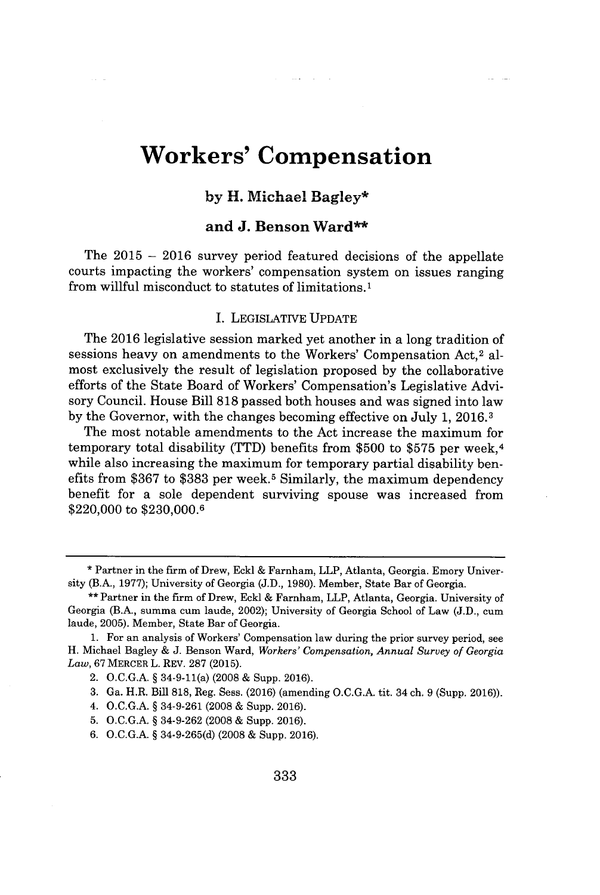# Workers' Compensation

### by H. Michael Bagley*

### and J. Benson Ward**

The 2015 – 2016 survey period featured decisions of the appellate courts impacting the workers' compensation system on issues ranging from willful misconduct to statutes of limitations.[1]

## I. LEGISLATIVE UPDATE

The 2016 legislative session marked yet another in a long tradition of sessions heavy on amendments to the Workers' Compensation Act,[2] almost exclusively the result of legislation proposed by the collaborative efforts of the State Board of Workers' Compensation's Legislative Advisory Council. House Bill 818 passed both houses and was signed into law by the Governor, with the changes becoming effective on July 1, 2016.[3]

The most notable amendments to the Act increase the maximum for temporary total disability (TTD) benefits from $500 to $575 per week,[4] while also increasing the maximum for temporary partial disability benefits from $367 to $383 per week.[5] Similarly, the maximum dependency benefit for a sole dependent surviving spouse was increased from $220,000 to $230,000.[6]

---

\* Partner in the firm of Drew, Eckl & Farnham, LLP, Atlanta, Georgia. Emory University (B.A., 1977); University of Georgia (J.D., 1980). Member, State Bar of Georgia.

\*\* Partner in the firm of Drew, Eckl & Farnham, LLP, Atlanta, Georgia. University of Georgia (B.A., summa cum laude, 2002); University of Georgia School of Law (J.D., cum laude, 2005). Member, State Bar of Georgia.

1. For an analysis of Workers' Compensation law during the prior survey period, see H. Michael Bagley & J. Benson Ward, *Workers' Compensation, Annual Survey of Georgia Law*, 67 MERCER L. REV. 287 (2015).

2. O.C.G.A. § 34-9-11(a) (2008 & Supp. 2016).

3. Ga. H.R. Bill 818, Reg. Sess. (2016) (amending O.C.G.A. tit. 34 ch. 9 (Supp. 2016)).

4. O.C.G.A. § 34-9-261 (2008 & Supp. 2016).

5. O.C.G.A. § 34-9-262 (2008 & Supp. 2016).

6. O.C.G.A. § 34-9-265(d) (2008 & Supp. 2016).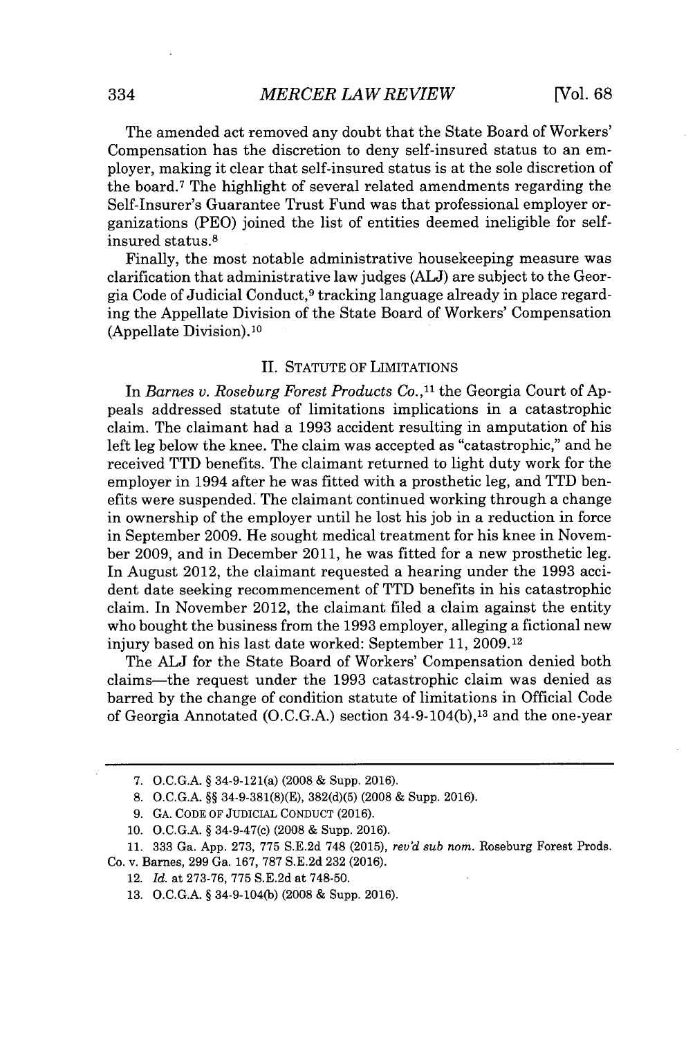The amended act removed any doubt that the State Board of Workers' Compensation has the discretion to deny self-insured status to an employer, making it clear that self-insured status is at the sole discretion of the board.[7] The highlight of several related amendments regarding the Self-Insurer's Guarantee Trust Fund was that professional employer organizations (PEO) joined the list of entities deemed ineligible for self-insured status.[8]

Finally, the most notable administrative housekeeping measure was clarification that administrative law judges (ALJ) are subject to the Georgia Code of Judicial Conduct,[9] tracking language already in place regarding the Appellate Division of the State Board of Workers' Compensation (Appellate Division).[10]

## II. STATUTE OF LIMITATIONS

In *Barnes v. Roseburg Forest Products Co.*,[11] the Georgia Court of Appeals addressed statute of limitations implications in a catastrophic claim. The claimant had a 1993 accident resulting in amputation of his left leg below the knee. The claim was accepted as "catastrophic," and he received TTD benefits. The claimant returned to light duty work for the employer in 1994 after he was fitted with a prosthetic leg, and TTD benefits were suspended. The claimant continued working through a change in ownership of the employer until he lost his job in a reduction in force in September 2009. He sought medical treatment for his knee in November 2009, and in December 2011, he was fitted for a new prosthetic leg. In August 2012, the claimant requested a hearing under the 1993 accident date seeking recommencement of TTD benefits in his catastrophic claim. In November 2012, the claimant filed a claim against the entity who bought the business from the 1993 employer, alleging a fictional new injury based on his last date worked: September 11, 2009.[12]

The ALJ for the State Board of Workers' Compensation denied both claims—the request under the 1993 catastrophic claim was denied as barred by the change of condition statute of limitations in Official Code of Georgia Annotated (O.C.G.A.) section 34-9-104(b),[13] and the one-year

---

7. O.C.G.A. § 34-9-121(a) (2008 & Supp. 2016).

8. O.C.G.A. §§ 34-9-381(8)(E), 382(d)(5) (2008 & Supp. 2016).

9. GA. CODE OF JUDICIAL CONDUCT (2016).

10. O.C.G.A. § 34-9-47(c) (2008 & Supp. 2016).

11. 333 Ga. App. 273, 775 S.E.2d 748 (2015), *rev'd sub nom.* Roseburg Forest Prods. Co. v. Barnes, 299 Ga. 167, 787 S.E.2d 232 (2016).

12. *Id.* at 273-76, 775 S.E.2d at 748-50.

13. O.C.G.A. § 34-9-104(b) (2008 & Supp. 2016).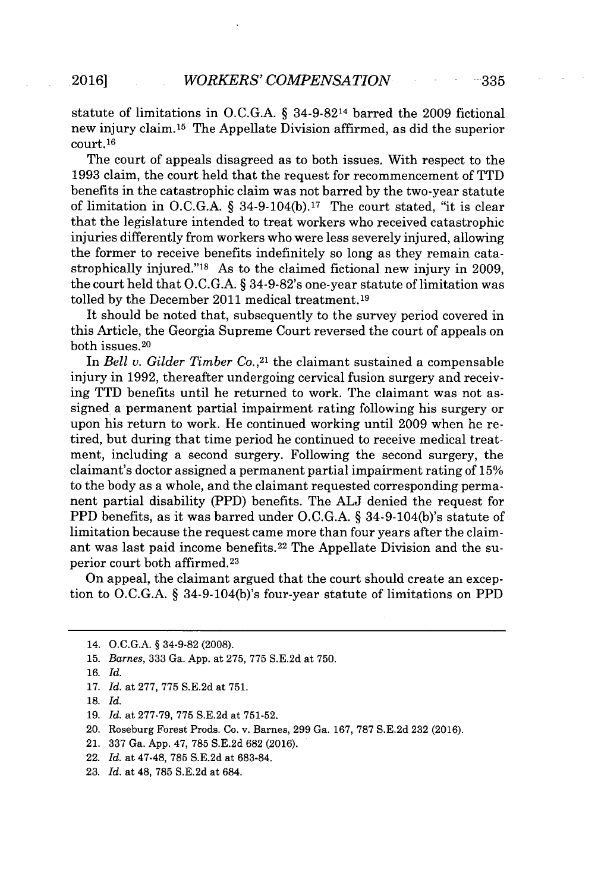statute of limitations in O.C.G.A. § 34-9-82[14] barred the 2009 fictional new injury claim.[15] The Appellate Division affirmed, as did the superior court.[16]

The court of appeals disagreed as to both issues. With respect to the 1993 claim, the court held that the request for recommencement of TTD benefits in the catastrophic claim was not barred by the two-year statute of limitation in O.C.G.A. § 34-9-104(b).[17] The court stated, "it is clear that the legislature intended to treat workers who received catastrophic injuries differently from workers who were less severely injured, allowing the former to receive benefits indefinitely so long as they remain catastrophically injured."[18] As to the claimed fictional new injury in 2009, the court held that O.C.G.A. § 34-9-82's one-year statute of limitation was tolled by the December 2011 medical treatment.[19]

It should be noted that, subsequently to the survey period covered in this Article, the Georgia Supreme Court reversed the court of appeals on both issues.[20]

In *Bell v. Gilder Timber Co.*,[21] the claimant sustained a compensable injury in 1992, thereafter undergoing cervical fusion surgery and receiving TTD benefits until he returned to work. The claimant was not assigned a permanent partial impairment rating following his surgery or upon his return to work. He continued working until 2009 when he retired, but during that time period he continued to receive medical treatment, including a second surgery. Following the second surgery, the claimant's doctor assigned a permanent partial impairment rating of 15% to the body as a whole, and the claimant requested corresponding permanent partial disability (PPD) benefits. The ALJ denied the request for PPD benefits, as it was barred under O.C.G.A. § 34-9-104(b)'s statute of limitation because the request came more than four years after the claimant was last paid income benefits.[22] The Appellate Division and the superior court both affirmed.[23]

On appeal, the claimant argued that the court should create an exception to O.C.G.A. § 34-9-104(b)'s four-year statute of limitations on PPD

---

14. O.C.G.A. § 34-9-82 (2008).
15. *Barnes*, 333 Ga. App. at 275, 775 S.E.2d at 750.
16. *Id.*
17. *Id.* at 277, 775 S.E.2d at 751.
18. *Id.*
19. *Id.* at 277-79, 775 S.E.2d at 751-52.
20. Roseburg Forest Prods. Co. v. Barnes, 299 Ga. 167, 787 S.E.2d 232 (2016).
21. 337 Ga. App. 47, 785 S.E.2d 682 (2016).
22. *Id.* at 47-48, 785 S.E.2d at 683-84.
23. *Id.* at 48, 785 S.E.2d at 684.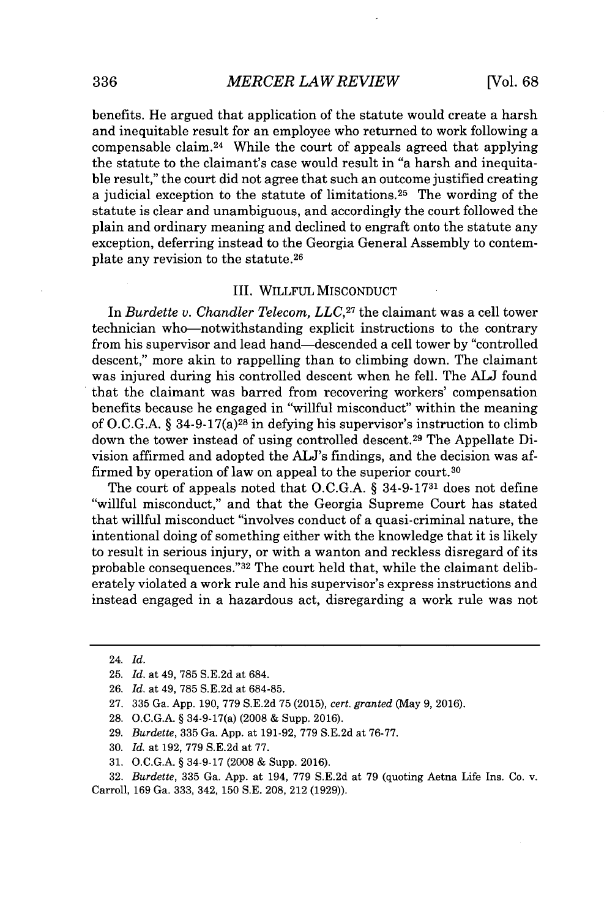benefits. He argued that application of the statute would create a harsh and inequitable result for an employee who returned to work following a compensable claim.[24] While the court of appeals agreed that applying the statute to the claimant's case would result in "a harsh and inequitable result," the court did not agree that such an outcome justified creating a judicial exception to the statute of limitations.[25] The wording of the statute is clear and unambiguous, and accordingly the court followed the plain and ordinary meaning and declined to engraft onto the statute any exception, deferring instead to the Georgia General Assembly to contemplate any revision to the statute.[26]

## III. WILLFUL MISCONDUCT

In *Burdette v. Chandler Telecom, LLC*,[27] the claimant was a cell tower technician who—notwithstanding explicit instructions to the contrary from his supervisor and lead hand—descended a cell tower by "controlled descent," more akin to rappelling than to climbing down. The claimant was injured during his controlled descent when he fell. The ALJ found that the claimant was barred from recovering workers' compensation benefits because he engaged in "willful misconduct" within the meaning of O.C.G.A. § 34-9-17(a)[28] in defying his supervisor's instruction to climb down the tower instead of using controlled descent.[29] The Appellate Division affirmed and adopted the ALJ's findings, and the decision was affirmed by operation of law on appeal to the superior court.[30]

The court of appeals noted that O.C.G.A. § 34-9-17[31] does not define "willful misconduct," and that the Georgia Supreme Court has stated that willful misconduct "involves conduct of a quasi-criminal nature, the intentional doing of something either with the knowledge that it is likely to result in serious injury, or with a wanton and reckless disregard of its probable consequences."[32] The court held that, while the claimant deliberately violated a work rule and his supervisor's express instructions and instead engaged in a hazardous act, disregarding a work rule was not

---

24. *Id.*

25. *Id.* at 49, 785 S.E.2d at 684.

26. *Id.* at 49, 785 S.E.2d at 684-85.

27. 335 Ga. App. 190, 779 S.E.2d 75 (2015), *cert. granted* (May 9, 2016).

28. O.C.G.A. § 34-9-17(a) (2008 & Supp. 2016).

29. *Burdette*, 335 Ga. App. at 191-92, 779 S.E.2d at 76-77.

30. *Id.* at 192, 779 S.E.2d at 77.

31. O.C.G.A. § 34-9-17 (2008 & Supp. 2016).

32. *Burdette*, 335 Ga. App. at 194, 779 S.E.2d at 79 (quoting Aetna Life Ins. Co. v. Carroll, 169 Ga. 333, 342, 150 S.E. 208, 212 (1929)).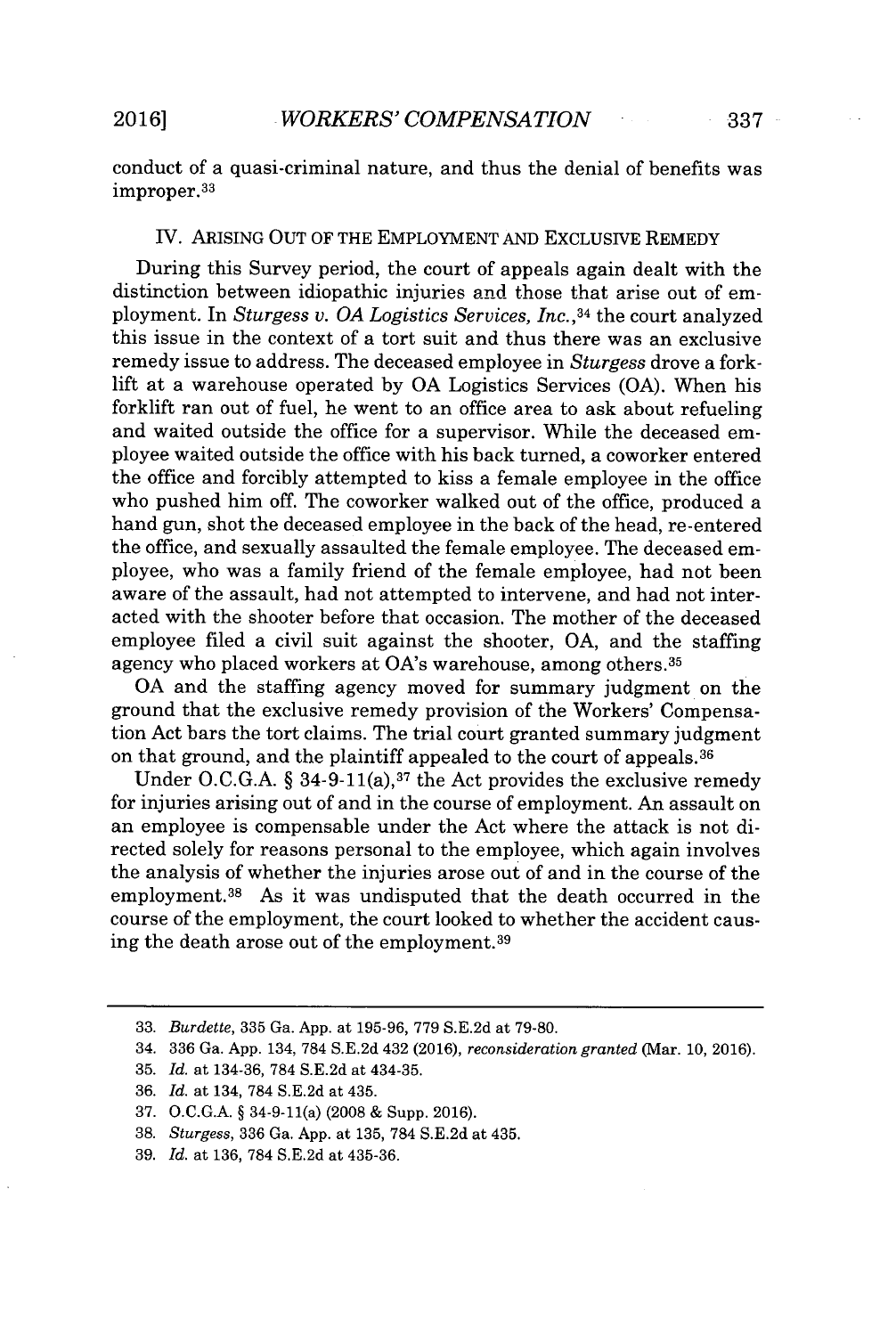conduct of a quasi-criminal nature, and thus the denial of benefits was improper.[33]

## IV. ARISING OUT OF THE EMPLOYMENT AND EXCLUSIVE REMEDY

During this Survey period, the court of appeals again dealt with the distinction between idiopathic injuries and those that arise out of employment. In *Sturgess v. OA Logistics Services, Inc.*,[34] the court analyzed this issue in the context of a tort suit and thus there was an exclusive remedy issue to address. The deceased employee in *Sturgess* drove a forklift at a warehouse operated by OA Logistics Services (OA). When his forklift ran out of fuel, he went to an office area to ask about refueling and waited outside the office for a supervisor. While the deceased employee waited outside the office with his back turned, a coworker entered the office and forcibly attempted to kiss a female employee in the office who pushed him off. The coworker walked out of the office, produced a hand gun, shot the deceased employee in the back of the head, re-entered the office, and sexually assaulted the female employee. The deceased employee, who was a family friend of the female employee, had not been aware of the assault, had not attempted to intervene, and had not interacted with the shooter before that occasion. The mother of the deceased employee filed a civil suit against the shooter, OA, and the staffing agency who placed workers at OA's warehouse, among others.[35]

OA and the staffing agency moved for summary judgment on the ground that the exclusive remedy provision of the Workers' Compensation Act bars the tort claims. The trial court granted summary judgment on that ground, and the plaintiff appealed to the court of appeals.[36]

Under O.C.G.A. § 34-9-11(a),[37] the Act provides the exclusive remedy for injuries arising out of and in the course of employment. An assault on an employee is compensable under the Act where the attack is not directed solely for reasons personal to the employee, which again involves the analysis of whether the injuries arose out of and in the course of the employment.[38] As it was undisputed that the death occurred in the course of the employment, the court looked to whether the accident causing the death arose out of the employment.[39]

---

33. *Burdette*, 335 Ga. App. at 195-96, 779 S.E.2d at 79-80.
34. 336 Ga. App. 134, 784 S.E.2d 432 (2016), *reconsideration granted* (Mar. 10, 2016).
35. *Id.* at 134-36, 784 S.E.2d at 434-35.
36. *Id.* at 134, 784 S.E.2d at 435.
37. O.C.G.A. § 34-9-11(a) (2008 & Supp. 2016).
38. *Sturgess*, 336 Ga. App. at 135, 784 S.E.2d at 435.
39. *Id.* at 136, 784 S.E.2d at 435-36.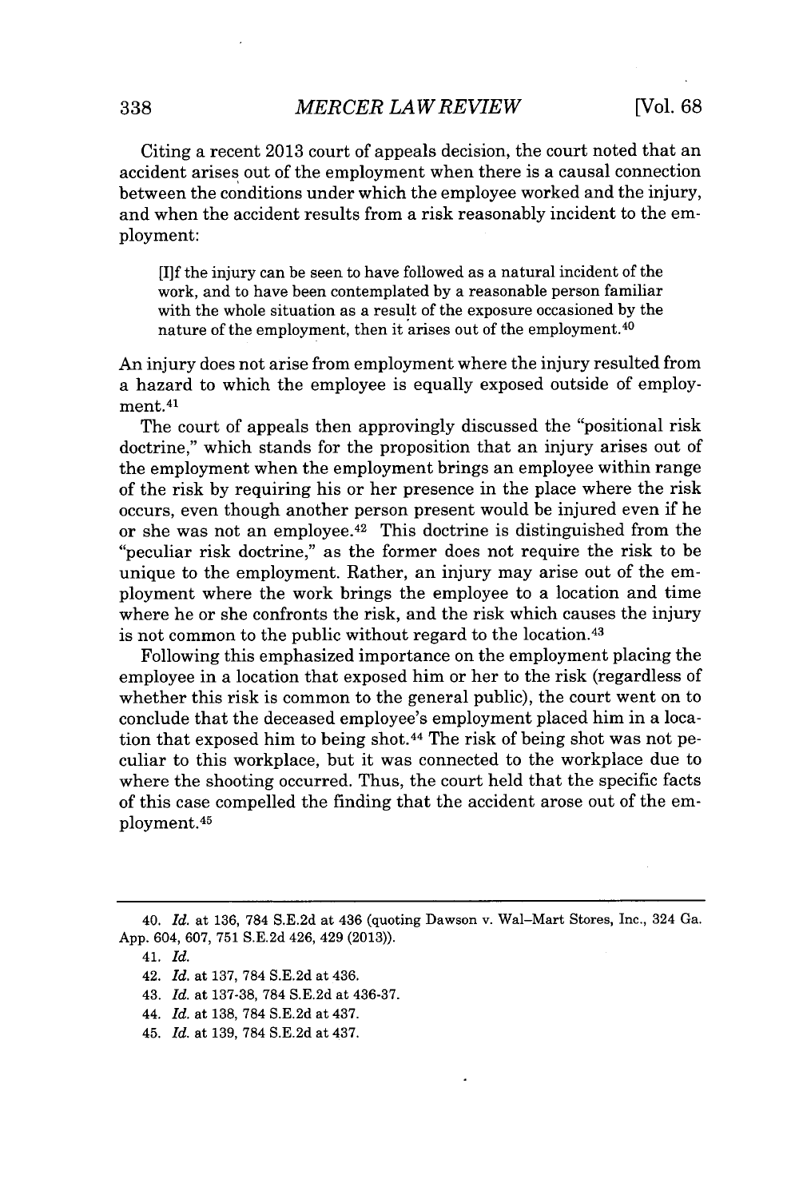Citing a recent 2013 court of appeals decision, the court noted that an accident arises out of the employment when there is a causal connection between the conditions under which the employee worked and the injury, and when the accident results from a risk reasonably incident to the employment:

> [I]f the injury can be seen to have followed as a natural incident of the work, and to have been contemplated by a reasonable person familiar with the whole situation as a result of the exposure occasioned by the nature of the employment, then it arises out of the employment.[40]

An injury does not arise from employment where the injury resulted from a hazard to which the employee is equally exposed outside of employment.[41]

The court of appeals then approvingly discussed the "positional risk doctrine," which stands for the proposition that an injury arises out of the employment when the employment brings an employee within range of the risk by requiring his or her presence in the place where the risk occurs, even though another person present would be injured even if he or she was not an employee.[42] This doctrine is distinguished from the "peculiar risk doctrine," as the former does not require the risk to be unique to the employment. Rather, an injury may arise out of the employment where the work brings the employee to a location and time where he or she confronts the risk, and the risk which causes the injury is not common to the public without regard to the location.[43]

Following this emphasized importance on the employment placing the employee in a location that exposed him or her to the risk (regardless of whether this risk is common to the general public), the court went on to conclude that the deceased employee's employment placed him in a location that exposed him to being shot.[44] The risk of being shot was not peculiar to this workplace, but it was connected to the workplace due to where the shooting occurred. Thus, the court held that the specific facts of this case compelled the finding that the accident arose out of the employment.[45]

---

40. *Id.* at 136, 784 S.E.2d at 436 (quoting Dawson v. Wal-Mart Stores, Inc., 324 Ga. App. 604, 607, 751 S.E.2d 426, 429 (2013)).

41. *Id.*

42. *Id.* at 137, 784 S.E.2d at 436.

43. *Id.* at 137-38, 784 S.E.2d at 436-37.

44. *Id.* at 138, 784 S.E.2d at 437.

45. *Id.* at 139, 784 S.E.2d at 437.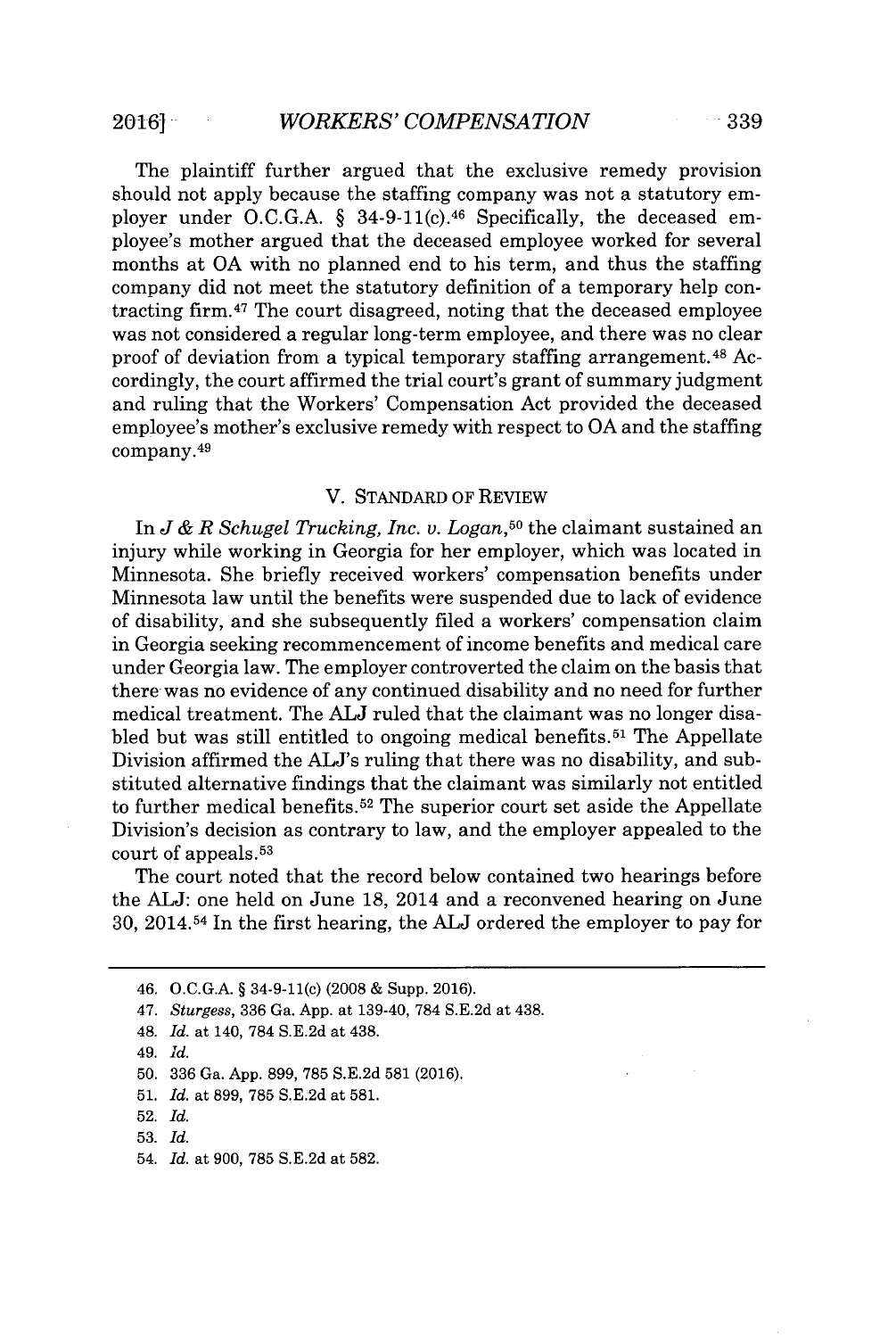The plaintiff further argued that the exclusive remedy provision should not apply because the staffing company was not a statutory employer under O.C.G.A. § 34-9-11(c).[46] Specifically, the deceased employee's mother argued that the deceased employee worked for several months at OA with no planned end to his term, and thus the staffing company did not meet the statutory definition of a temporary help contracting firm.[47] The court disagreed, noting that the deceased employee was not considered a regular long-term employee, and there was no clear proof of deviation from a typical temporary staffing arrangement.[48] Accordingly, the court affirmed the trial court's grant of summary judgment and ruling that the Workers' Compensation Act provided the deceased employee's mother's exclusive remedy with respect to OA and the staffing company.[49]

## V. STANDARD OF REVIEW

In *J & R Schugel Trucking, Inc. v. Logan*,[50] the claimant sustained an injury while working in Georgia for her employer, which was located in Minnesota. She briefly received workers' compensation benefits under Minnesota law until the benefits were suspended due to lack of evidence of disability, and she subsequently filed a workers' compensation claim in Georgia seeking recommencement of income benefits and medical care under Georgia law. The employer controverted the claim on the basis that there was no evidence of any continued disability and no need for further medical treatment. The ALJ ruled that the claimant was no longer disabled but was still entitled to ongoing medical benefits.[51] The Appellate Division affirmed the ALJ's ruling that there was no disability, and substituted alternative findings that the claimant was similarly not entitled to further medical benefits.[52] The superior court set aside the Appellate Division's decision as contrary to law, and the employer appealed to the court of appeals.[53]

The court noted that the record below contained two hearings before the ALJ: one held on June 18, 2014 and a reconvened hearing on June 30, 2014.[54] In the first hearing, the ALJ ordered the employer to pay for

---

46. O.C.G.A. § 34-9-11(c) (2008 & Supp. 2016).

47. *Sturgess*, 336 Ga. App. at 139-40, 784 S.E.2d at 438.

48. *Id.* at 140, 784 S.E.2d at 438.

49. *Id.*

50. 336 Ga. App. 899, 785 S.E.2d 581 (2016).

51. *Id.* at 899, 785 S.E.2d at 581.

52. *Id.*

53. *Id.*

54. *Id.* at 900, 785 S.E.2d at 582.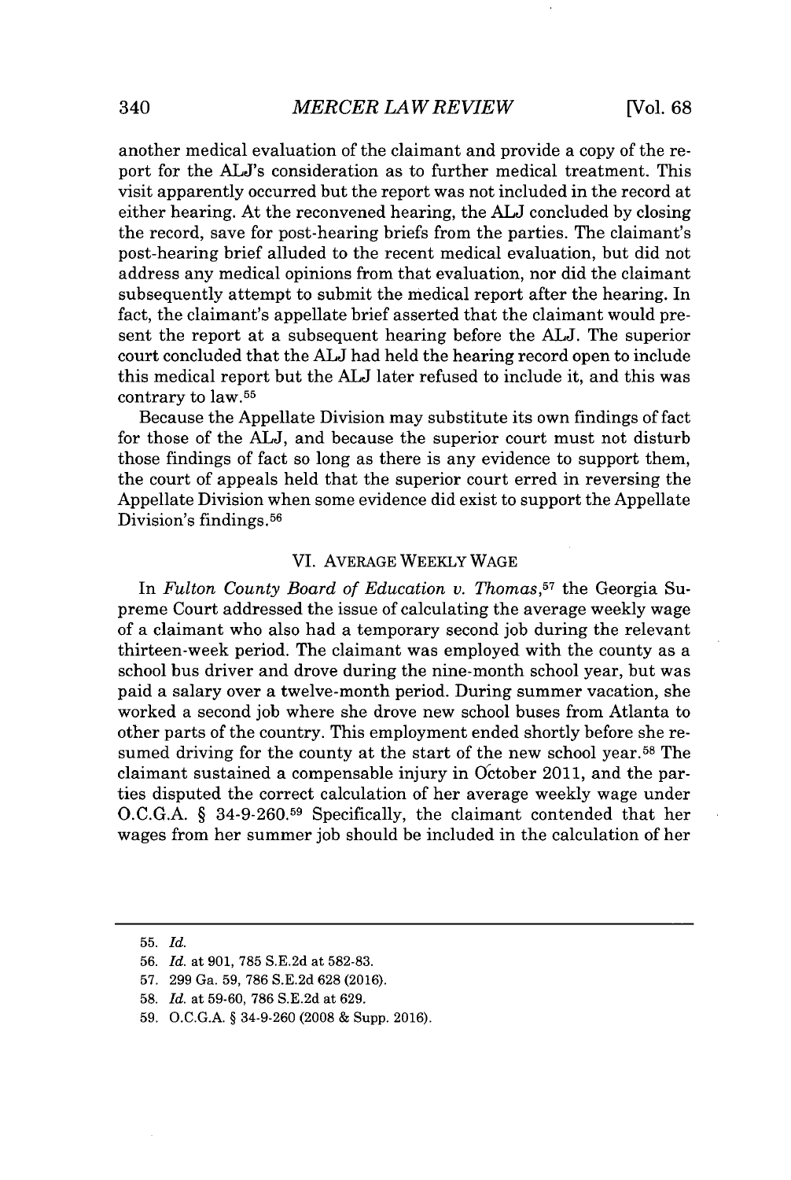another medical evaluation of the claimant and provide a copy of the report for the ALJ's consideration as to further medical treatment. This visit apparently occurred but the report was not included in the record at either hearing. At the reconvened hearing, the ALJ concluded by closing the record, save for post-hearing briefs from the parties. The claimant's post-hearing brief alluded to the recent medical evaluation, but did not address any medical opinions from that evaluation, nor did the claimant subsequently attempt to submit the medical report after the hearing. In fact, the claimant's appellate brief asserted that the claimant would present the report at a subsequent hearing before the ALJ. The superior court concluded that the ALJ had held the hearing record open to include this medical report but the ALJ later refused to include it, and this was contrary to law.[55]

Because the Appellate Division may substitute its own findings of fact for those of the ALJ, and because the superior court must not disturb those findings of fact so long as there is any evidence to support them, the court of appeals held that the superior court erred in reversing the Appellate Division when some evidence did exist to support the Appellate Division's findings.[56]

## VI. AVERAGE WEEKLY WAGE

In *Fulton County Board of Education v. Thomas*,[57] the Georgia Supreme Court addressed the issue of calculating the average weekly wage of a claimant who also had a temporary second job during the relevant thirteen-week period. The claimant was employed with the county as a school bus driver and drove during the nine-month school year, but was paid a salary over a twelve-month period. During summer vacation, she worked a second job where she drove new school buses from Atlanta to other parts of the country. This employment ended shortly before she resumed driving for the county at the start of the new school year.[58] The claimant sustained a compensable injury in October 2011, and the parties disputed the correct calculation of her average weekly wage under O.C.G.A. § 34-9-260.[59] Specifically, the claimant contended that her wages from her summer job should be included in the calculation of her

---

55. *Id.*

56. *Id.* at 901, 785 S.E.2d at 582-83.

57. 299 Ga. 59, 786 S.E.2d 628 (2016).

58. *Id.* at 59-60, 786 S.E.2d at 629.

59. O.C.G.A. § 34-9-260 (2008 & Supp. 2016).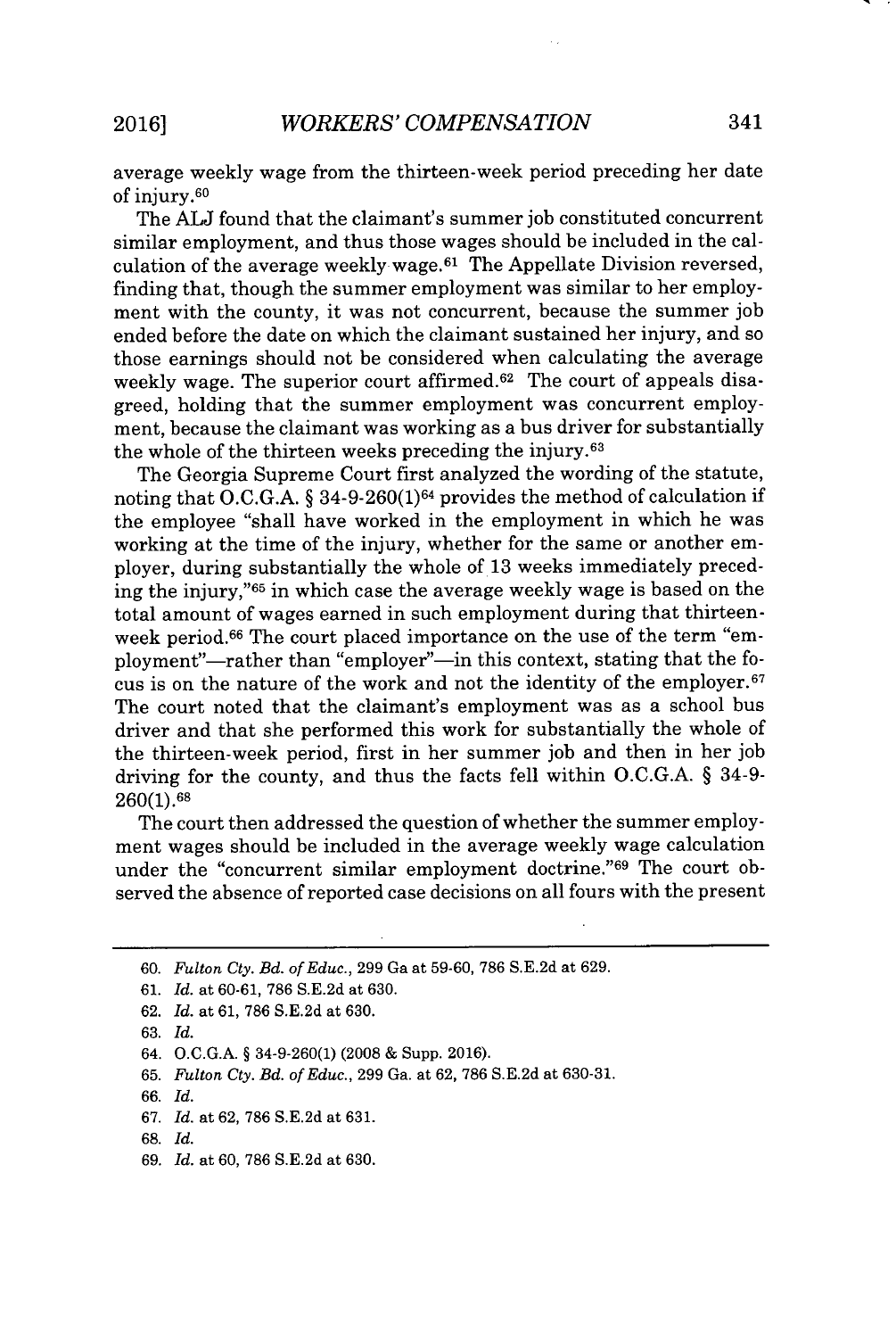average weekly wage from the thirteen-week period preceding her date of injury.[60]

The ALJ found that the claimant's summer job constituted concurrent similar employment, and thus those wages should be included in the calculation of the average weekly wage.[61] The Appellate Division reversed, finding that, though the summer employment was similar to her employment with the county, it was not concurrent, because the summer job ended before the date on which the claimant sustained her injury, and so those earnings should not be considered when calculating the average weekly wage. The superior court affirmed.[62] The court of appeals disagreed, holding that the summer employment was concurrent employment, because the claimant was working as a bus driver for substantially the whole of the thirteen weeks preceding the injury.[63]

The Georgia Supreme Court first analyzed the wording of the statute, noting that O.C.G.A. § 34-9-260(1)[64] provides the method of calculation if the employee "shall have worked in the employment in which he was working at the time of the injury, whether for the same or another employer, during substantially the whole of 13 weeks immediately preceding the injury,"[65] in which case the average weekly wage is based on the total amount of wages earned in such employment during that thirteen-week period.[66] The court placed importance on the use of the term "employment"—rather than "employer"—in this context, stating that the focus is on the nature of the work and not the identity of the employer.[67] The court noted that the claimant's employment was as a school bus driver and that she performed this work for substantially the whole of the thirteen-week period, first in her summer job and then in her job driving for the county, and thus the facts fell within O.C.G.A. § 34-9-260(1).[68]

The court then addressed the question of whether the summer employment wages should be included in the average weekly wage calculation under the "concurrent similar employment doctrine."[69] The court observed the absence of reported case decisions on all fours with the present

---

60. *Fulton Cty. Bd. of Educ.*, 299 Ga at 59-60, 786 S.E.2d at 629.

61. *Id.* at 60-61, 786 S.E.2d at 630.

62. *Id.* at 61, 786 S.E.2d at 630.

63. *Id.*

64. O.C.G.A. § 34-9-260(1) (2008 & Supp. 2016).

65. *Fulton Cty. Bd. of Educ.*, 299 Ga. at 62, 786 S.E.2d at 630-31.

66. *Id.*

67. *Id.* at 62, 786 S.E.2d at 631.

68. *Id.*

69. *Id.* at 60, 786 S.E.2d at 630.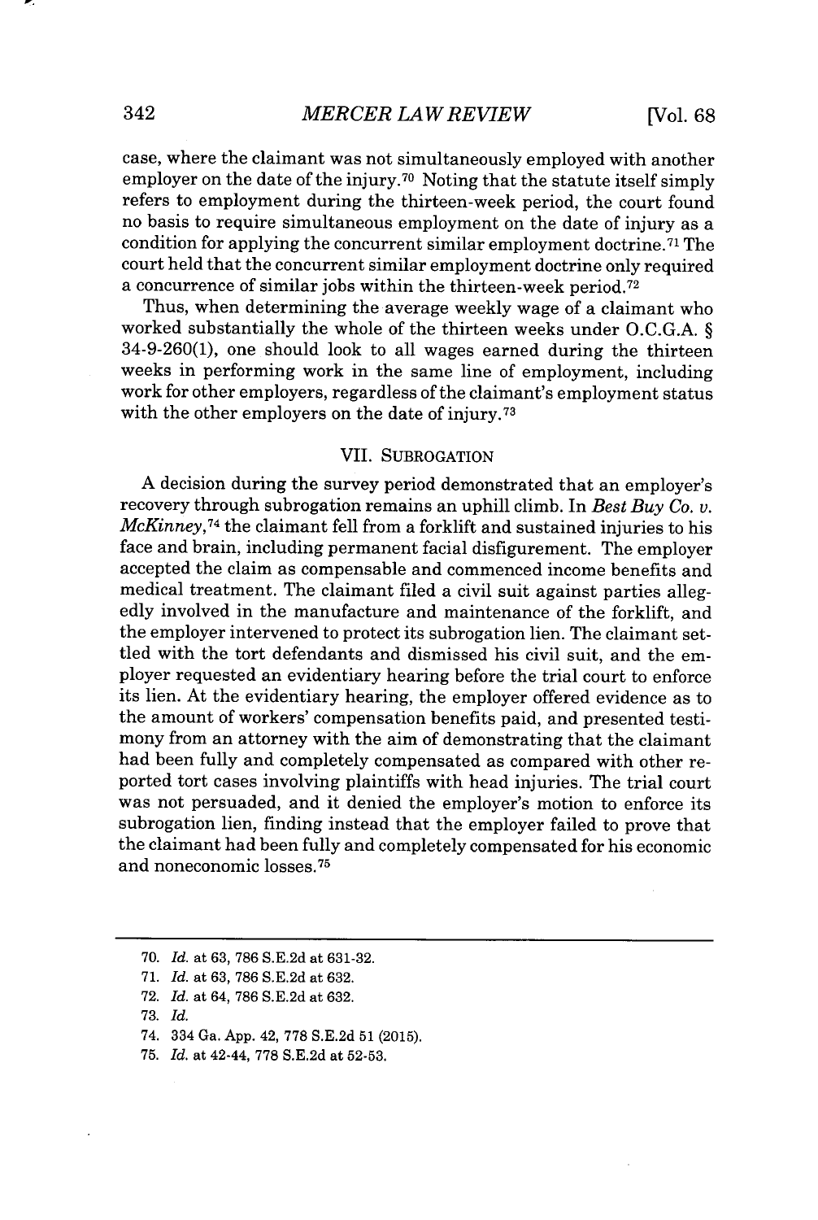case, where the claimant was not simultaneously employed with another employer on the date of the injury.[70] Noting that the statute itself simply refers to employment during the thirteen-week period, the court found no basis to require simultaneous employment on the date of injury as a condition for applying the concurrent similar employment doctrine.[71] The court held that the concurrent similar employment doctrine only required a concurrence of similar jobs within the thirteen-week period.[72]

Thus, when determining the average weekly wage of a claimant who worked substantially the whole of the thirteen weeks under O.C.G.A. § 34-9-260(1), one should look to all wages earned during the thirteen weeks in performing work in the same line of employment, including work for other employers, regardless of the claimant's employment status with the other employers on the date of injury.[73]

## VII. SUBROGATION

A decision during the survey period demonstrated that an employer's recovery through subrogation remains an uphill climb. In *Best Buy Co. v. McKinney*,[74] the claimant fell from a forklift and sustained injuries to his face and brain, including permanent facial disfigurement. The employer accepted the claim as compensable and commenced income benefits and medical treatment. The claimant filed a civil suit against parties allegedly involved in the manufacture and maintenance of the forklift, and the employer intervened to protect its subrogation lien. The claimant settled with the tort defendants and dismissed his civil suit, and the employer requested an evidentiary hearing before the trial court to enforce its lien. At the evidentiary hearing, the employer offered evidence as to the amount of workers' compensation benefits paid, and presented testimony from an attorney with the aim of demonstrating that the claimant had been fully and completely compensated as compared with other reported tort cases involving plaintiffs with head injuries. The trial court was not persuaded, and it denied the employer's motion to enforce its subrogation lien, finding instead that the employer failed to prove that the claimant had been fully and completely compensated for his economic and noneconomic losses.[75]

---

70. *Id.* at 63, 786 S.E.2d at 631-32.

71. *Id.* at 63, 786 S.E.2d at 632.

72. *Id.* at 64, 786 S.E.2d at 632.

73. *Id.*

74. 334 Ga. App. 42, 778 S.E.2d 51 (2015).

75. *Id.* at 42-44, 778 S.E.2d at 52-53.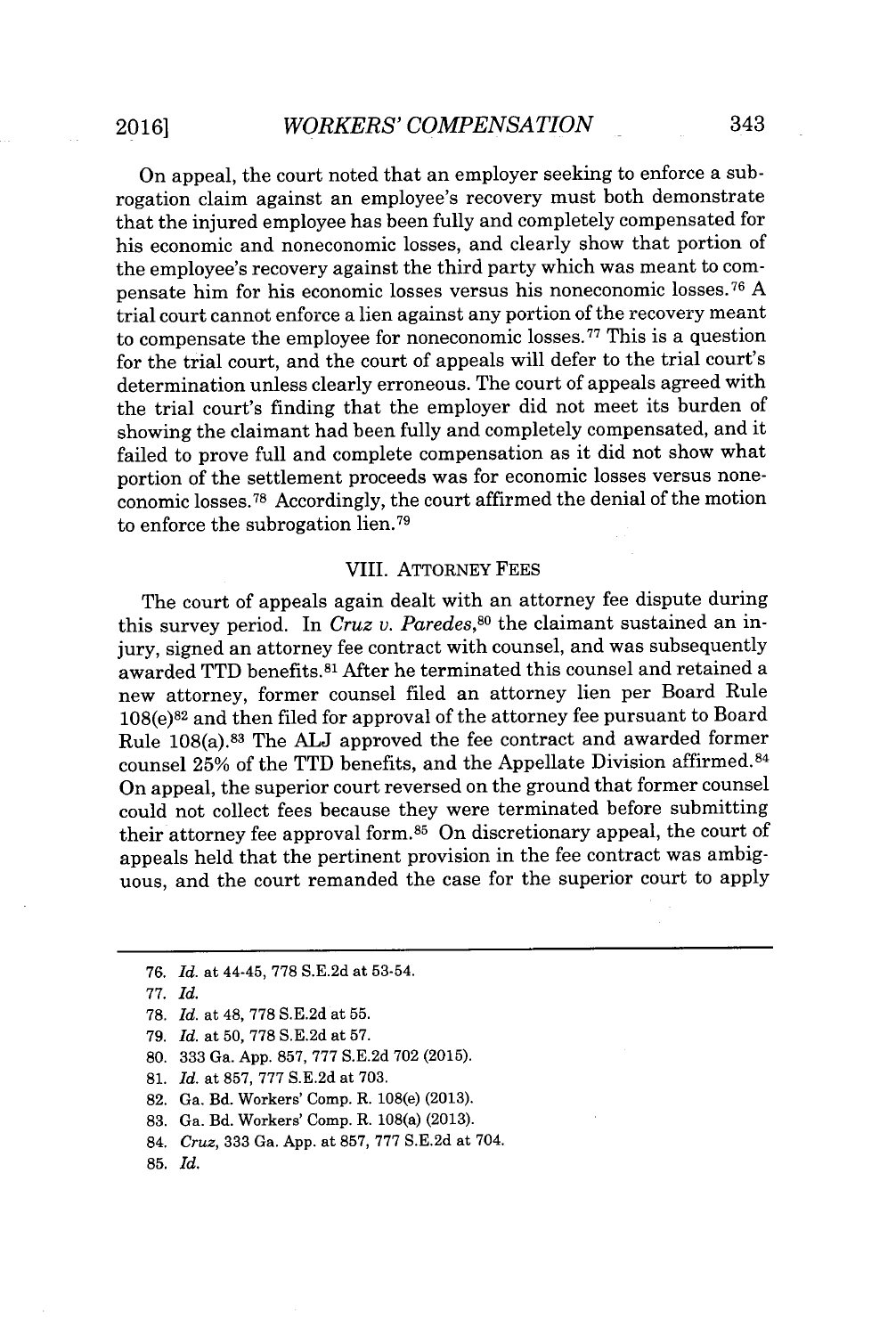On appeal, the court noted that an employer seeking to enforce a subrogation claim against an employee's recovery must both demonstrate that the injured employee has been fully and completely compensated for his economic and noneconomic losses, and clearly show that portion of the employee's recovery against the third party which was meant to compensate him for his economic losses versus his noneconomic losses.[76] A trial court cannot enforce a lien against any portion of the recovery meant to compensate the employee for noneconomic losses.[77] This is a question for the trial court, and the court of appeals will defer to the trial court's determination unless clearly erroneous. The court of appeals agreed with the trial court's finding that the employer did not meet its burden of showing the claimant had been fully and completely compensated, and it failed to prove full and complete compensation as it did not show what portion of the settlement proceeds was for economic losses versus noneconomic losses.[78] Accordingly, the court affirmed the denial of the motion to enforce the subrogation lien.[79]

## VIII. ATTORNEY FEES

The court of appeals again dealt with an attorney fee dispute during this survey period. In *Cruz v. Paredes*,[80] the claimant sustained an injury, signed an attorney fee contract with counsel, and was subsequently awarded TTD benefits.[81] After he terminated this counsel and retained a new attorney, former counsel filed an attorney lien per Board Rule 108(e)[82] and then filed for approval of the attorney fee pursuant to Board Rule 108(a).[83] The ALJ approved the fee contract and awarded former counsel 25% of the TTD benefits, and the Appellate Division affirmed.[84] On appeal, the superior court reversed on the ground that former counsel could not collect fees because they were terminated before submitting their attorney fee approval form.[85] On discretionary appeal, the court of appeals held that the pertinent provision in the fee contract was ambiguous, and the court remanded the case for the superior court to apply

---

76. *Id.* at 44-45, 778 S.E.2d at 53-54.

77. *Id.*

78. *Id.* at 48, 778 S.E.2d at 55.

79. *Id.* at 50, 778 S.E.2d at 57.

80. 333 Ga. App. 857, 777 S.E.2d 702 (2015).

81. *Id.* at 857, 777 S.E.2d at 703.

82. Ga. Bd. Workers' Comp. R. 108(e) (2013).

83. Ga. Bd. Workers' Comp. R. 108(a) (2013).

84. *Cruz*, 333 Ga. App. at 857, 777 S.E.2d at 704.

85. *Id.*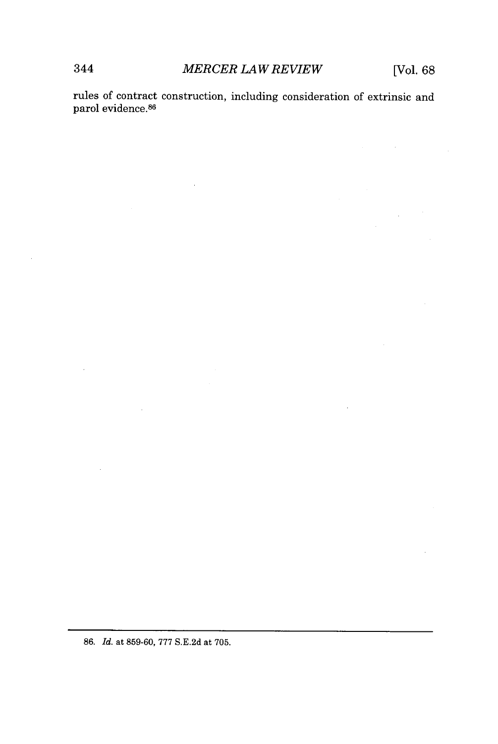rules of contract construction, including consideration of extrinsic and parol evidence.[86]

---

86. *Id.* at 859-60, 777 S.E.2d at 705.